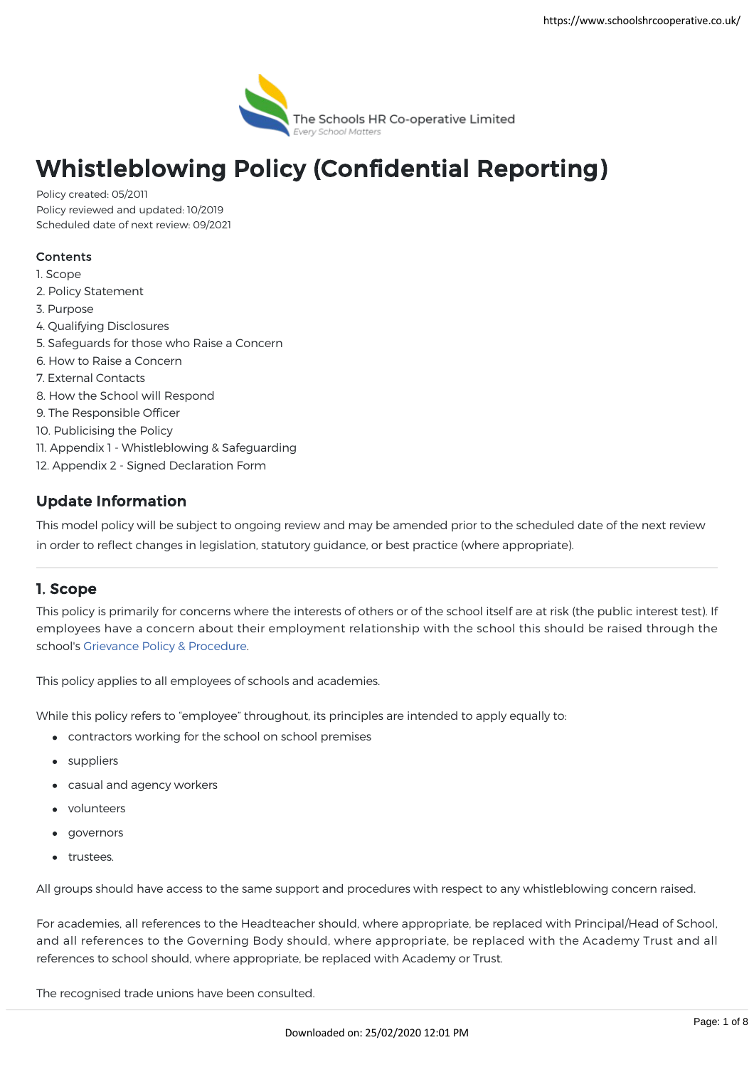The Schools HR Co-operative Limited
*Every School Matters*

# Whistleblowing Policy (Confidential Reporting)

Policy created: 05/2011
Policy reviewed and updated: 10/2019
Scheduled date of next review: 09/2021

**Contents**

1. Scope
2. Policy Statement
3. Purpose
4. Qualifying Disclosures
5. Safeguards for those who Raise a Concern
6. How to Raise a Concern
7. External Contacts
8. How the School will Respond
9. The Responsible Officer
10. Publicising the Policy
11. Appendix 1 - Whistleblowing & Safeguarding
12. Appendix 2 - Signed Declaration Form

## Update Information

This model policy will be subject to ongoing review and may be amended prior to the scheduled date of the next review in order to reflect changes in legislation, statutory guidance, or best practice (where appropriate).

## 1. Scope

This policy is primarily for concerns where the interests of others or of the school itself are at risk (the public interest test). If employees have a concern about their employment relationship with the school this should be raised through the school's Grievance Policy & Procedure.

This policy applies to all employees of schools and academies.

While this policy refers to "employee" throughout, its principles are intended to apply equally to:

- contractors working for the school on school premises
- suppliers
- casual and agency workers
- volunteers
- governors
- trustees.

All groups should have access to the same support and procedures with respect to any whistleblowing concern raised.

For academies, all references to the Headteacher should, where appropriate, be replaced with Principal/Head of School, and all references to the Governing Body should, where appropriate, be replaced with the Academy Trust and all references to school should, where appropriate, be replaced with Academy or Trust.

The recognised trade unions have been consulted.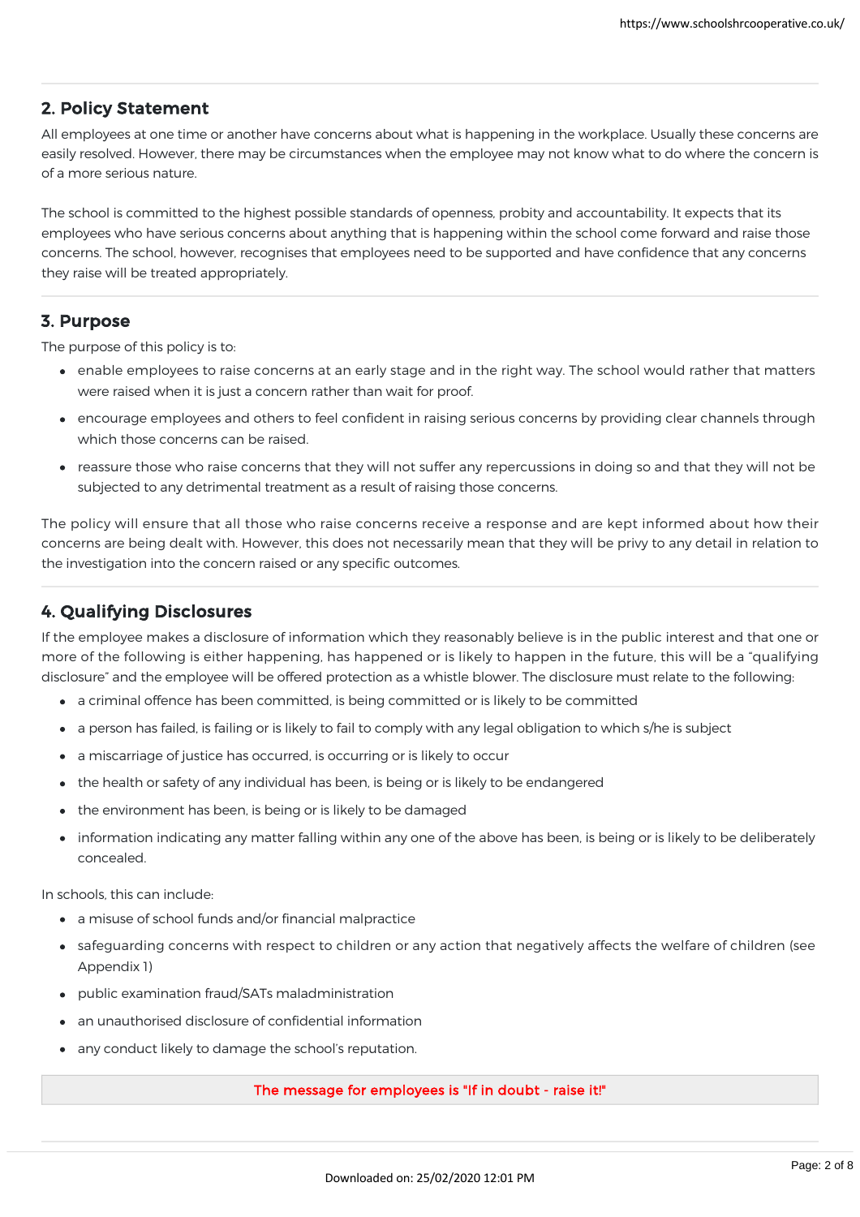## 2. Policy Statement

All employees at one time or another have concerns about what is happening in the workplace. Usually these concerns are easily resolved. However, there may be circumstances when the employee may not know what to do where the concern is of a more serious nature.

The school is committed to the highest possible standards of openness, probity and accountability. It expects that its employees who have serious concerns about anything that is happening within the school come forward and raise those concerns. The school, however, recognises that employees need to be supported and have confidence that any concerns they raise will be treated appropriately.

## 3. Purpose

The purpose of this policy is to:

- enable employees to raise concerns at an early stage and in the right way. The school would rather that matters were raised when it is just a concern rather than wait for proof.
- encourage employees and others to feel confident in raising serious concerns by providing clear channels through which those concerns can be raised.
- reassure those who raise concerns that they will not suffer any repercussions in doing so and that they will not be subjected to any detrimental treatment as a result of raising those concerns.

The policy will ensure that all those who raise concerns receive a response and are kept informed about how their concerns are being dealt with. However, this does not necessarily mean that they will be privy to any detail in relation to the investigation into the concern raised or any specific outcomes.

## 4. Qualifying Disclosures

If the employee makes a disclosure of information which they reasonably believe is in the public interest and that one or more of the following is either happening, has happened or is likely to happen in the future, this will be a "qualifying disclosure" and the employee will be offered protection as a whistle blower. The disclosure must relate to the following:

- a criminal offence has been committed, is being committed or is likely to be committed
- a person has failed, is failing or is likely to fail to comply with any legal obligation to which s/he is subject
- a miscarriage of justice has occurred, is occurring or is likely to occur
- the health or safety of any individual has been, is being or is likely to be endangered
- the environment has been, is being or is likely to be damaged
- information indicating any matter falling within any one of the above has been, is being or is likely to be deliberately concealed.

In schools, this can include:

- a misuse of school funds and/or financial malpractice
- safeguarding concerns with respect to children or any action that negatively affects the welfare of children (see Appendix 1)
- public examination fraud/SATs maladministration
- an unauthorised disclosure of confidential information
- any conduct likely to damage the school's reputation.

**The message for employees is "If in doubt - raise it!"**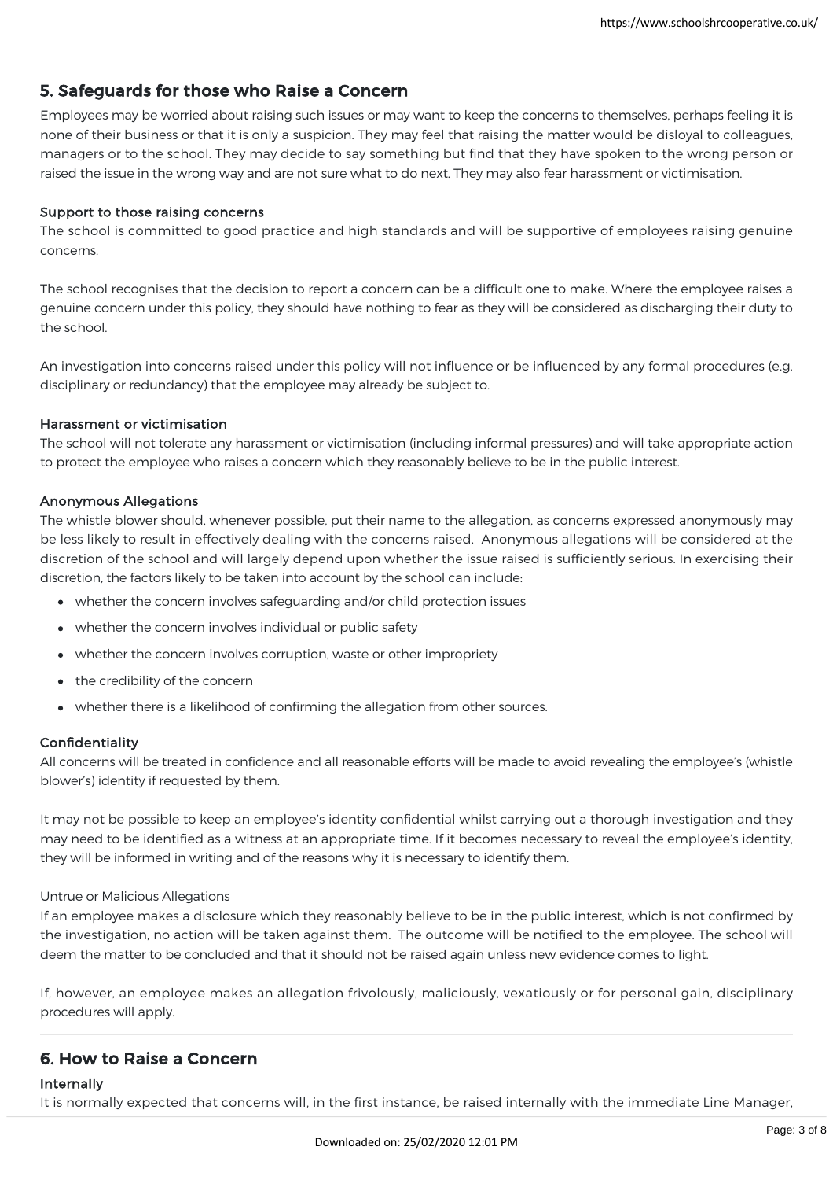## 5. Safeguards for those who Raise a Concern

Employees may be worried about raising such issues or may want to keep the concerns to themselves, perhaps feeling it is none of their business or that it is only a suspicion. They may feel that raising the matter would be disloyal to colleagues, managers or to the school. They may decide to say something but find that they have spoken to the wrong person or raised the issue in the wrong way and are not sure what to do next. They may also fear harassment or victimisation.

### Support to those raising concerns

The school is committed to good practice and high standards and will be supportive of employees raising genuine concerns.

The school recognises that the decision to report a concern can be a difficult one to make. Where the employee raises a genuine concern under this policy, they should have nothing to fear as they will be considered as discharging their duty to the school.

An investigation into concerns raised under this policy will not influence or be influenced by any formal procedures (e.g. disciplinary or redundancy) that the employee may already be subject to.

### Harassment or victimisation

The school will not tolerate any harassment or victimisation (including informal pressures) and will take appropriate action to protect the employee who raises a concern which they reasonably believe to be in the public interest.

### Anonymous Allegations

The whistle blower should, whenever possible, put their name to the allegation, as concerns expressed anonymously may be less likely to result in effectively dealing with the concerns raised. Anonymous allegations will be considered at the discretion of the school and will largely depend upon whether the issue raised is sufficiently serious. In exercising their discretion, the factors likely to be taken into account by the school can include:

- whether the concern involves safeguarding and/or child protection issues
- whether the concern involves individual or public safety
- whether the concern involves corruption, waste or other impropriety
- the credibility of the concern
- whether there is a likelihood of confirming the allegation from other sources.

### Confidentiality

All concerns will be treated in confidence and all reasonable efforts will be made to avoid revealing the employee's (whistle blower's) identity if requested by them.

It may not be possible to keep an employee's identity confidential whilst carrying out a thorough investigation and they may need to be identified as a witness at an appropriate time. If it becomes necessary to reveal the employee's identity, they will be informed in writing and of the reasons why it is necessary to identify them.

Untrue or Malicious Allegations

If an employee makes a disclosure which they reasonably believe to be in the public interest, which is not confirmed by the investigation, no action will be taken against them. The outcome will be notified to the employee. The school will deem the matter to be concluded and that it should not be raised again unless new evidence comes to light.

If, however, an employee makes an allegation frivolously, maliciously, vexatiously or for personal gain, disciplinary procedures will apply.

## 6. How to Raise a Concern

### Internally

It is normally expected that concerns will, in the first instance, be raised internally with the immediate Line Manager,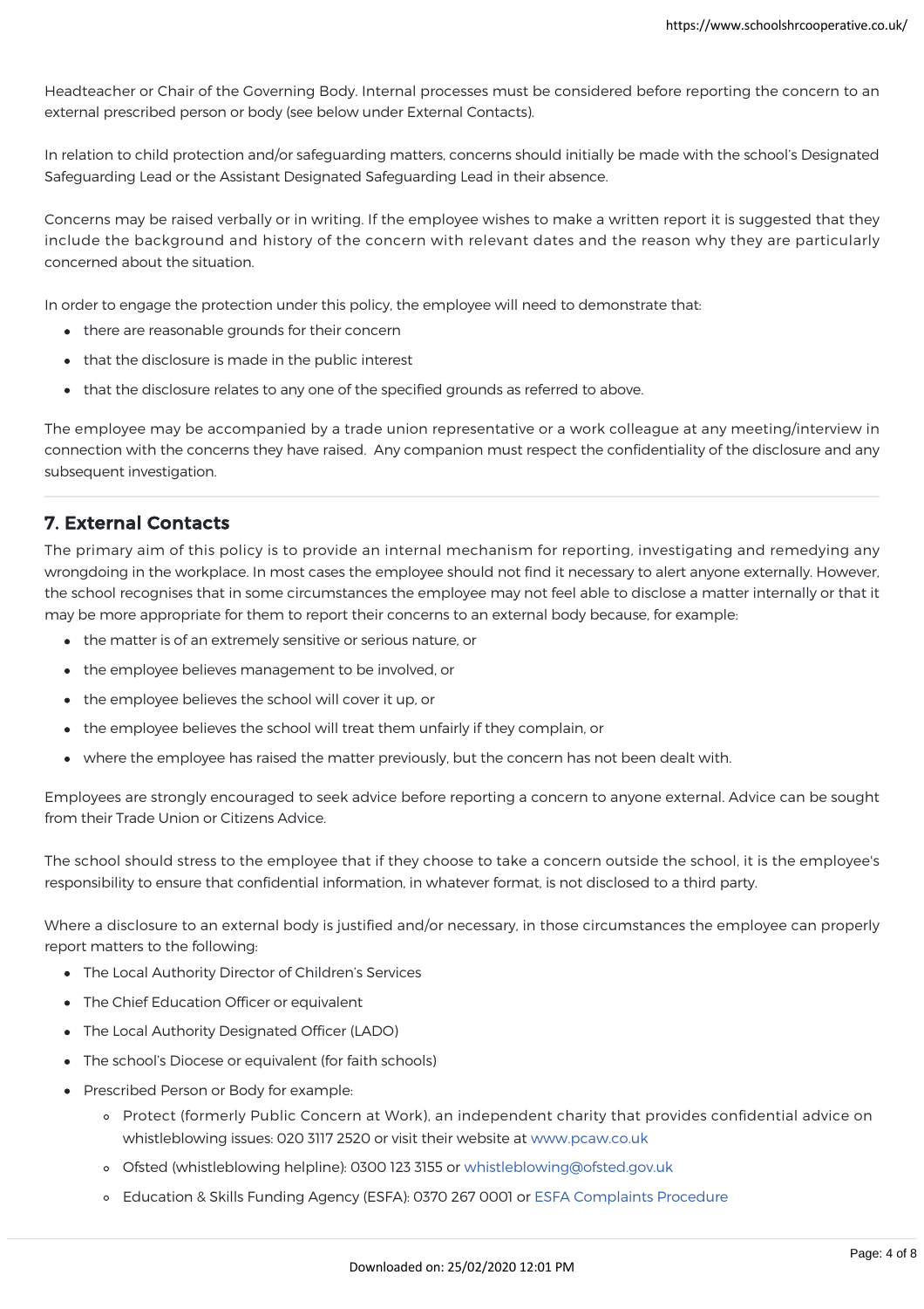Headteacher or Chair of the Governing Body. Internal processes must be considered before reporting the concern to an external prescribed person or body (see below under External Contacts).

In relation to child protection and/or safeguarding matters, concerns should initially be made with the school's Designated Safeguarding Lead or the Assistant Designated Safeguarding Lead in their absence.

Concerns may be raised verbally or in writing. If the employee wishes to make a written report it is suggested that they include the background and history of the concern with relevant dates and the reason why they are particularly concerned about the situation.

In order to engage the protection under this policy, the employee will need to demonstrate that:

- there are reasonable grounds for their concern
- that the disclosure is made in the public interest
- that the disclosure relates to any one of the specified grounds as referred to above.

The employee may be accompanied by a trade union representative or a work colleague at any meeting/interview in connection with the concerns they have raised. Any companion must respect the confidentiality of the disclosure and any subsequent investigation.

## 7. External Contacts

The primary aim of this policy is to provide an internal mechanism for reporting, investigating and remedying any wrongdoing in the workplace. In most cases the employee should not find it necessary to alert anyone externally. However, the school recognises that in some circumstances the employee may not feel able to disclose a matter internally or that it may be more appropriate for them to report their concerns to an external body because, for example:

- the matter is of an extremely sensitive or serious nature, or
- the employee believes management to be involved, or
- the employee believes the school will cover it up, or
- the employee believes the school will treat them unfairly if they complain, or
- where the employee has raised the matter previously, but the concern has not been dealt with.

Employees are strongly encouraged to seek advice before reporting a concern to anyone external. Advice can be sought from their Trade Union or Citizens Advice.

The school should stress to the employee that if they choose to take a concern outside the school, it is the employee's responsibility to ensure that confidential information, in whatever format, is not disclosed to a third party.

Where a disclosure to an external body is justified and/or necessary, in those circumstances the employee can properly report matters to the following:

- The Local Authority Director of Children's Services
- The Chief Education Officer or equivalent
- The Local Authority Designated Officer (LADO)
- The school's Diocese or equivalent (for faith schools)
- Prescribed Person or Body for example:
  - Protect (formerly Public Concern at Work), an independent charity that provides confidential advice on whistleblowing issues: 020 3117 2520 or visit their website at www.pcaw.co.uk
  - Ofsted (whistleblowing helpline): 0300 123 3155 or whistleblowing@ofsted.gov.uk
  - Education & Skills Funding Agency (ESFA): 0370 267 0001 or ESFA Complaints Procedure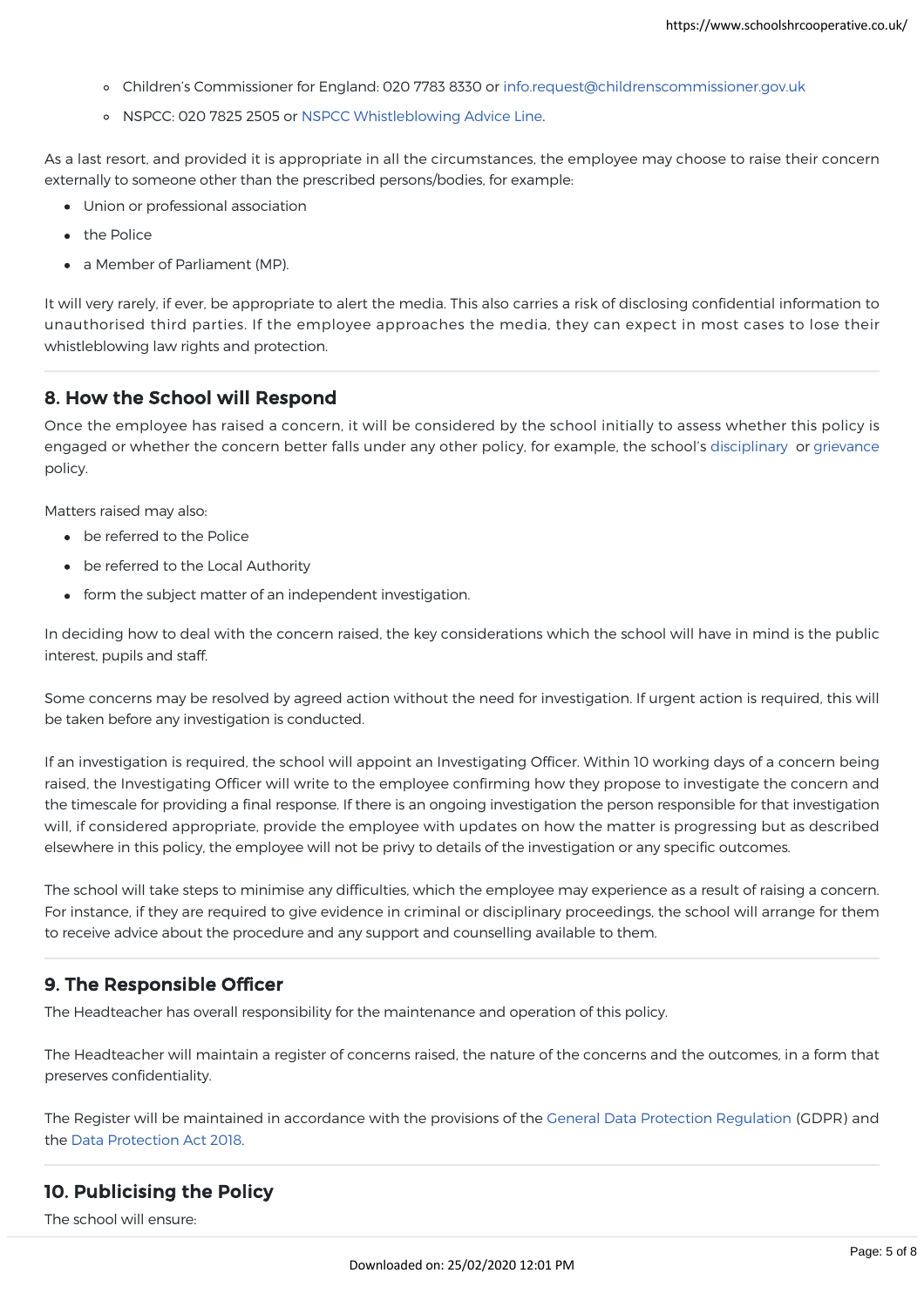- Children's Commissioner for England: 020 7783 8330 or info.request@childrenscommissioner.gov.uk
- NSPCC: 020 7825 2505 or NSPCC Whistleblowing Advice Line.

As a last resort, and provided it is appropriate in all the circumstances, the employee may choose to raise their concern externally to someone other than the prescribed persons/bodies, for example:

- Union or professional association
- the Police
- a Member of Parliament (MP).

It will very rarely, if ever, be appropriate to alert the media. This also carries a risk of disclosing confidential information to unauthorised third parties. If the employee approaches the media, they can expect in most cases to lose their whistleblowing law rights and protection.

## 8. How the School will Respond

Once the employee has raised a concern, it will be considered by the school initially to assess whether this policy is engaged or whether the concern better falls under any other policy, for example, the school's disciplinary or grievance policy.

Matters raised may also:

- be referred to the Police
- be referred to the Local Authority
- form the subject matter of an independent investigation.

In deciding how to deal with the concern raised, the key considerations which the school will have in mind is the public interest, pupils and staff.

Some concerns may be resolved by agreed action without the need for investigation. If urgent action is required, this will be taken before any investigation is conducted.

If an investigation is required, the school will appoint an Investigating Officer. Within 10 working days of a concern being raised, the Investigating Officer will write to the employee confirming how they propose to investigate the concern and the timescale for providing a final response. If there is an ongoing investigation the person responsible for that investigation will, if considered appropriate, provide the employee with updates on how the matter is progressing but as described elsewhere in this policy, the employee will not be privy to details of the investigation or any specific outcomes.

The school will take steps to minimise any difficulties, which the employee may experience as a result of raising a concern. For instance, if they are required to give evidence in criminal or disciplinary proceedings, the school will arrange for them to receive advice about the procedure and any support and counselling available to them.

## 9. The Responsible Officer

The Headteacher has overall responsibility for the maintenance and operation of this policy.

The Headteacher will maintain a register of concerns raised, the nature of the concerns and the outcomes, in a form that preserves confidentiality.

The Register will be maintained in accordance with the provisions of the General Data Protection Regulation (GDPR) and the Data Protection Act 2018.

## 10. Publicising the Policy

The school will ensure: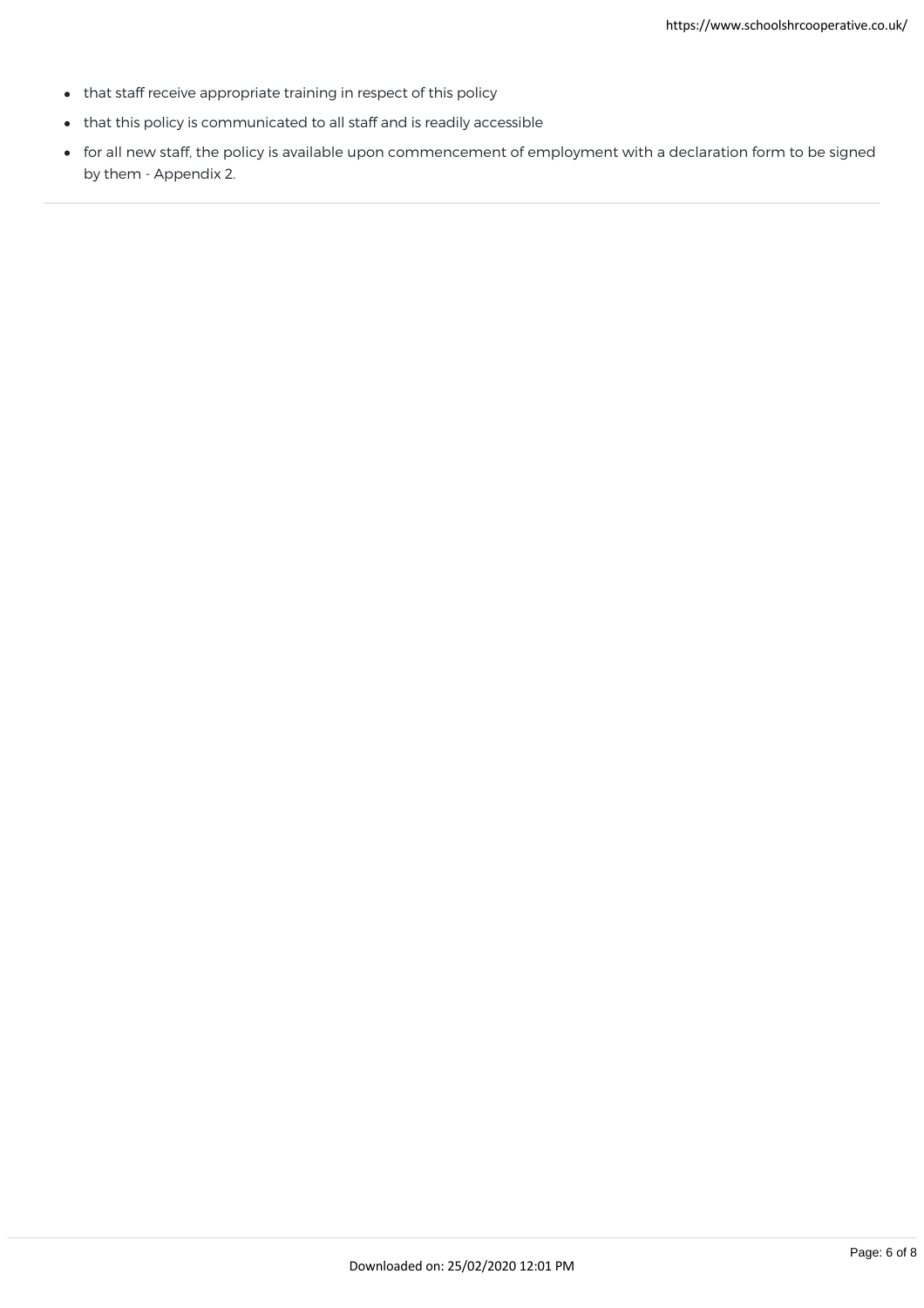- that staff receive appropriate training in respect of this policy
- that this policy is communicated to all staff and is readily accessible
- for all new staff, the policy is available upon commencement of employment with a declaration form to be signed by them - Appendix 2.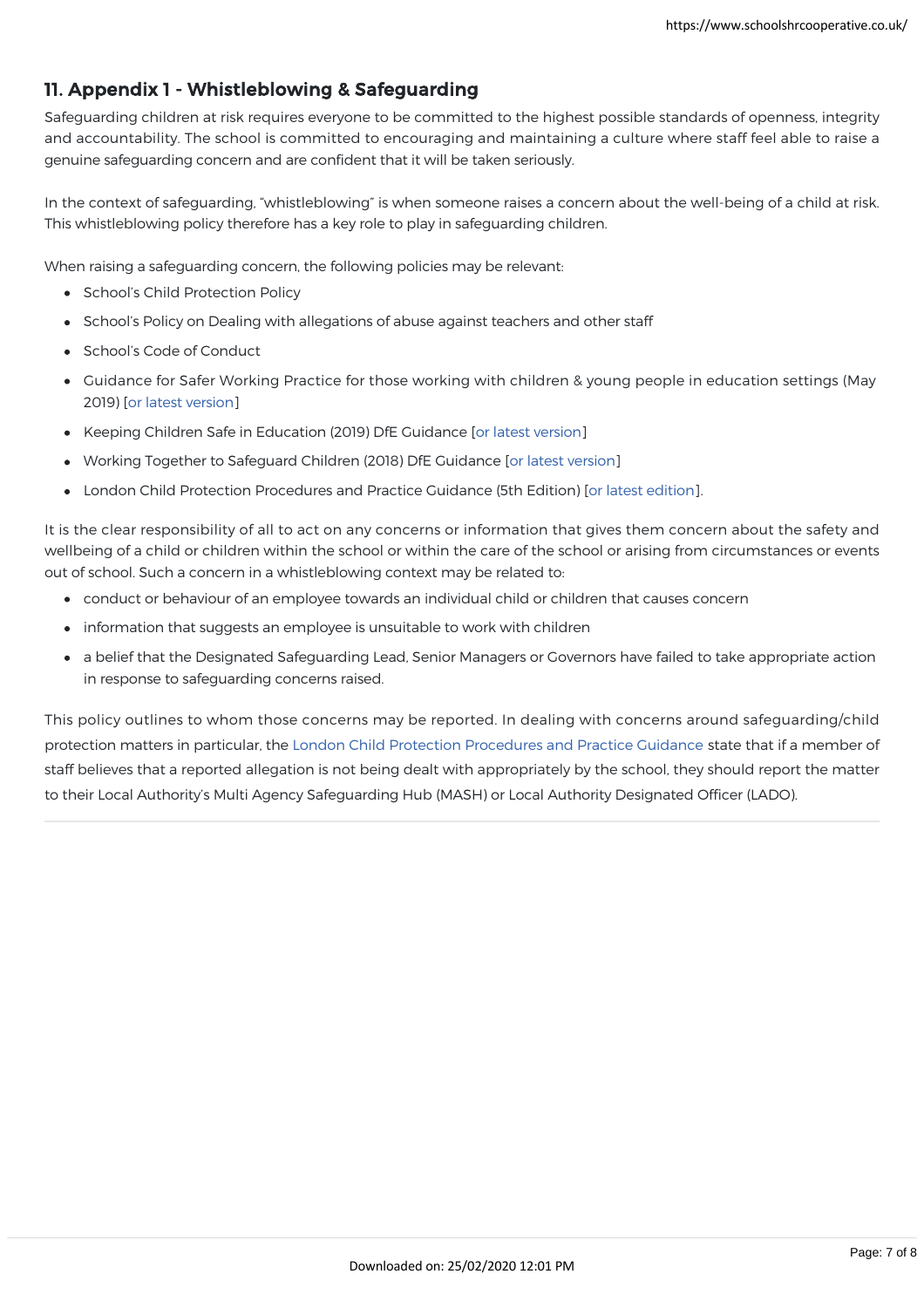## 11. Appendix 1 - Whistleblowing & Safeguarding

Safeguarding children at risk requires everyone to be committed to the highest possible standards of openness, integrity and accountability. The school is committed to encouraging and maintaining a culture where staff feel able to raise a genuine safeguarding concern and are confident that it will be taken seriously.

In the context of safeguarding, "whistleblowing" is when someone raises a concern about the well-being of a child at risk. This whistleblowing policy therefore has a key role to play in safeguarding children.

When raising a safeguarding concern, the following policies may be relevant:

- School's Child Protection Policy
- School's Policy on Dealing with allegations of abuse against teachers and other staff
- School's Code of Conduct
- Guidance for Safer Working Practice for those working with children & young people in education settings (May 2019) [or latest version]
- Keeping Children Safe in Education (2019) DfE Guidance [or latest version]
- Working Together to Safeguard Children (2018) DfE Guidance [or latest version]
- London Child Protection Procedures and Practice Guidance (5th Edition) [or latest edition].

It is the clear responsibility of all to act on any concerns or information that gives them concern about the safety and wellbeing of a child or children within the school or within the care of the school or arising from circumstances or events out of school. Such a concern in a whistleblowing context may be related to:

- conduct or behaviour of an employee towards an individual child or children that causes concern
- information that suggests an employee is unsuitable to work with children
- a belief that the Designated Safeguarding Lead, Senior Managers or Governors have failed to take appropriate action in response to safeguarding concerns raised.

This policy outlines to whom those concerns may be reported. In dealing with concerns around safeguarding/child protection matters in particular, the London Child Protection Procedures and Practice Guidance state that if a member of staff believes that a reported allegation is not being dealt with appropriately by the school, they should report the matter to their Local Authority's Multi Agency Safeguarding Hub (MASH) or Local Authority Designated Officer (LADO).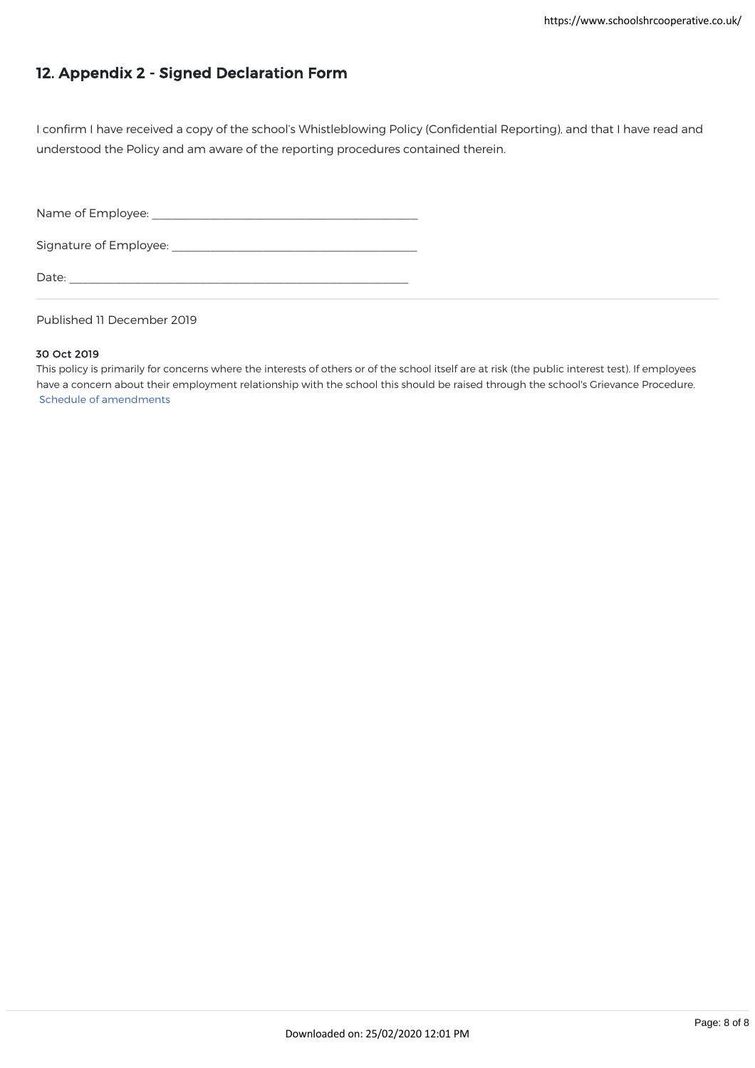## 12. Appendix 2 - Signed Declaration Form

I confirm I have received a copy of the school's Whistleblowing Policy (Confidential Reporting), and that I have read and understood the Policy and am aware of the reporting procedures contained therein.

Name of Employee: ___________________________________________

Signature of Employee: ________________________________________

Date: ________________________________________________________

Published 11 December 2019

**30 Oct 2019**

This policy is primarily for concerns where the interests of others or of the school itself are at risk (the public interest test). If employees have a concern about their employment relationship with the school this should be raised through the school's Grievance Procedure.
Schedule of amendments